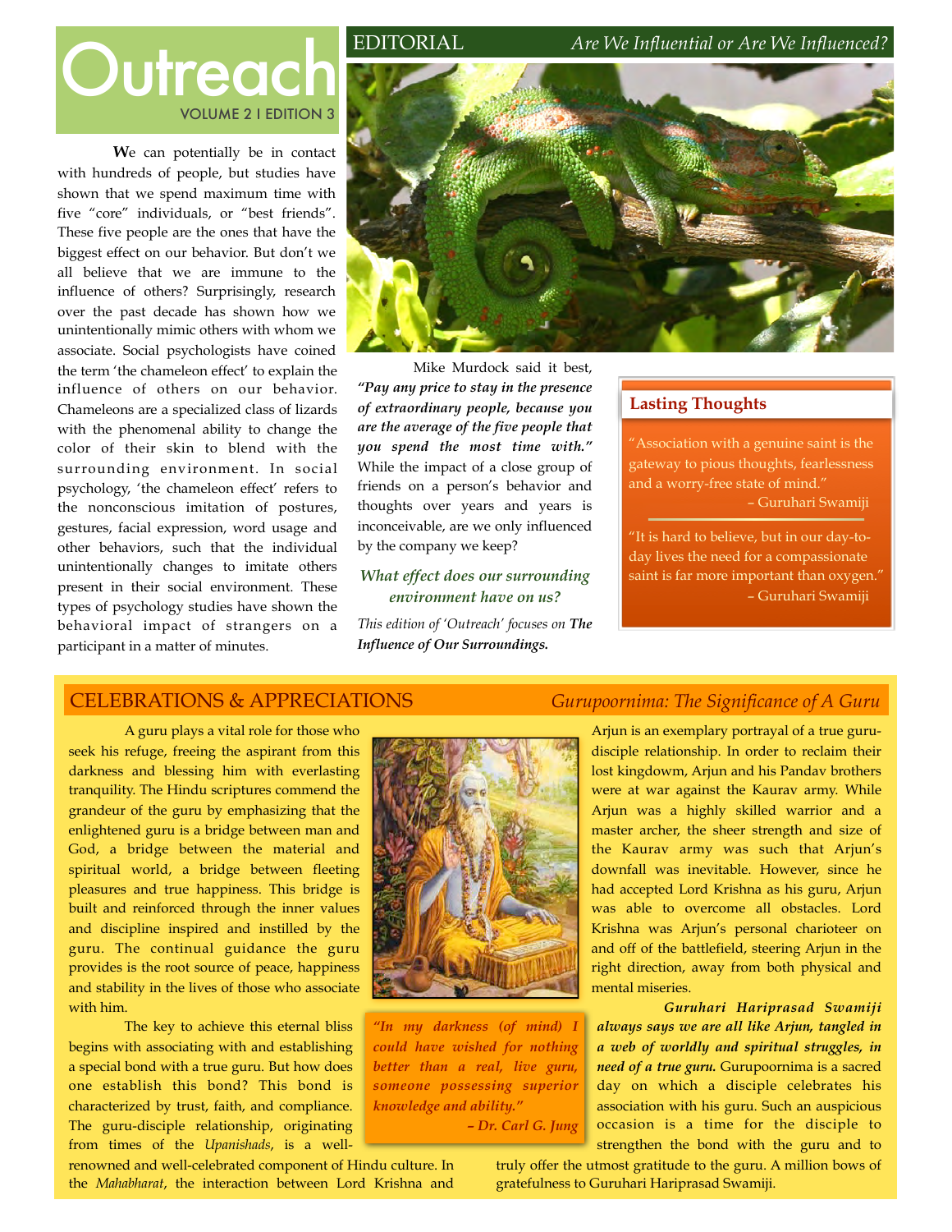# Outreach

VOLUME 2 I EDITION 3

## EDITORIAL — *Are We Influential or Are We Influenced?*

We can potentially be in contact with hundreds of people, but studies have shown that we spend maximum time with five "core" individuals, or "best friends". These five people are the ones that have the biggest effect on our behavior. But don't we all believe that we are immune to the influence of others? Surprisingly, research over the past decade has shown how we unintentionally mimic others with whom we associate. Social psychologists have coined the term 'the chameleon effect' to explain the influence of others on our behavior. Chameleons are a specialized class of lizards with the phenomenal ability to change the color of their skin to blend with the surrounding environment. In social psychology, 'the chameleon effect' refers to the nonconscious imitation of postures, gestures, facial expression, word usage and other behaviors, such that the individual unintentionally changes to imitate others present in their social environment. These types of psychology studies have shown the behavioral impact of strangers on a participant in a matter of minutes.

Mike Murdock said it best, ***"Pay any price to stay in the presence of extraordinary people, because you are the average of the five people that you spend the most time with."*** While the impact of a close group of friends on a person's behavior and thoughts over years and years is inconceivable, are we only influenced by the company we keep?

***What effect does our surrounding environment have on us?***

*This edition of 'Outreach' focuses on* ***The Influence of Our Surroundings.***

### Lasting Thoughts

"Association with a genuine saint is the gateway to pious thoughts, fearlessness and a worry-free state of mind."
– Guruhari Swamiji

"It is hard to believe, but in our day-to-day lives the need for a compassionate saint is far more important than oxygen."
– Guruhari Swamiji

## CELEBRATIONS & APPRECIATIONS — *Gurupoornima: The Significance of A Guru*

A guru plays a vital role for those who seek his refuge, freeing the aspirant from this darkness and blessing him with everlasting tranquility. The Hindu scriptures commend the grandeur of the guru by emphasizing that the enlightened guru is a bridge between man and God, a bridge between the material and spiritual world, a bridge between fleeting pleasures and true happiness. This bridge is built and reinforced through the inner values and discipline inspired and instilled by the guru. The continual guidance the guru provides is the root source of peace, happiness and stability in the lives of those who associate with him.

The key to achieve this eternal bliss begins with associating with and establishing a special bond with a true guru. But how does one establish this bond? This bond is characterized by trust, faith, and compliance. The guru-disciple relationship, originating from times of the *Upanishads*, is a well-renowned and well-celebrated component of Hindu culture. In the *Mahabharat*, the interaction between Lord Krishna and Arjun is an exemplary portrayal of a true guru-disciple relationship. In order to reclaim their lost kingdowm, Arjun and his Pandav brothers were at war against the Kaurav army. While Arjun was a highly skilled warrior and a master archer, the sheer strength and size of the Kaurav army was such that Arjun's downfall was inevitable. However, since he had accepted Lord Krishna as his guru, Arjun was able to overcome all obstacles. Lord Krishna was Arjun's personal charioteer on and off of the battlefield, steering Arjun in the right direction, away from both physical and mental miseries.

*"In my darkness (of mind) I could have wished for nothing better than a real, live guru, someone possessing superior knowledge and ability."*
*– Dr. Carl G. Jung*

***Guruhari Hariprasad Swamiji always says we are all like Arjun, tangled in a web of worldly and spiritual struggles, in need of a true guru.*** Gurupoornima is a sacred day on which a disciple celebrates his association with his guru. Such an auspicious occasion is a time for the disciple to strengthen the bond with the guru and to truly offer the utmost gratitude to the guru. A million bows of gratefulness to Guruhari Hariprasad Swamiji.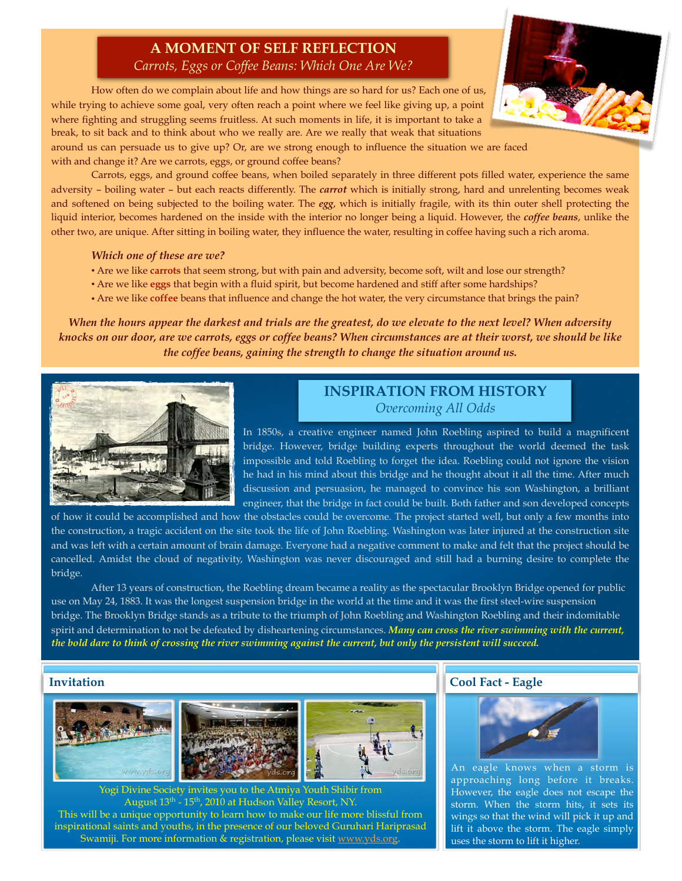## A MOMENT OF SELF REFLECTION

*Carrots, Eggs or Coffee Beans: Which One Are We?*

How often do we complain about life and how things are so hard for us? Each one of us, while trying to achieve some goal, very often reach a point where we feel like giving up, a point where fighting and struggling seems fruitless. At such moments in life, it is important to take a break, to sit back and to think about who we really are. Are we really that weak that situations around us can persuade us to give up? Or, are we strong enough to influence the situation we are faced with and change it? Are we carrots, eggs, or ground coffee beans?

Carrots, eggs, and ground coffee beans, when boiled separately in three different pots filled water, experience the same adversity – boiling water – but each reacts differently. The ***carrot*** which is initially strong, hard and unrelenting becomes weak and softened on being subjected to the boiling water. The ***egg***, which is initially fragile, with its thin outer shell protecting the liquid interior, becomes hardened on the inside with the interior no longer being a liquid. However, the ***coffee beans***, unlike the other two, are unique. After sitting in boiling water, they influence the water, resulting in coffee having such a rich aroma.

***Which one of these are we?***

- Are we like **carrots** that seem strong, but with pain and adversity, become soft, wilt and lose our strength?
- Are we like **eggs** that begin with a fluid spirit, but become hardened and stiff after some hardships?
- Are we like **coffee** beans that influence and change the hot water, the very circumstance that brings the pain?

***When the hours appear the darkest and trials are the greatest, do we elevate to the next level? When adversity knocks on our door, are we carrots, eggs or coffee beans? When circumstances are at their worst, we should be like the coffee beans, gaining the strength to change the situation around us.***

## INSPIRATION FROM HISTORY

*Overcoming All Odds*

In 1850s, a creative engineer named John Roebling aspired to build a magnificent bridge. However, bridge building experts throughout the world deemed the task impossible and told Roebling to forget the idea. Roebling could not ignore the vision he had in his mind about this bridge and he thought about it all the time. After much discussion and persuasion, he managed to convince his son Washington, a brilliant engineer, that the bridge in fact could be built. Both father and son developed concepts of how it could be accomplished and how the obstacles could be overcome. The project started well, but only a few months into the construction, a tragic accident on the site took the life of John Roebling. Washington was later injured at the construction site and was left with a certain amount of brain damage. Everyone had a negative comment to make and felt that the project should be cancelled. Amidst the cloud of negativity, Washington was never discouraged and still had a burning desire to complete the bridge.

After 13 years of construction, the Roebling dream became a reality as the spectacular Brooklyn Bridge opened for public use on May 24, 1883. It was the longest suspension bridge in the world at the time and it was the first steel-wire suspension bridge. The Brooklyn Bridge stands as a tribute to the triumph of John Roebling and Washington Roebling and their indomitable spirit and determination to not be defeated by disheartening circumstances. ***Many can cross the river swimming with the current, the bold dare to think of crossing the river swimming against the current, but only the persistent will succeed.***

### Invitation

Yogi Divine Society invites you to the Atmiya Youth Shibir from August 13th - 15th, 2010 at Hudson Valley Resort, NY.
This will be a unique opportunity to learn how to make our life more blissful from inspirational saints and youths, in the presence of our beloved Guruhari Hariprasad Swamiji. For more information & registration, please visit www.yds.org.

### Cool Fact - Eagle

An eagle knows when a storm is approaching long before it breaks. However, the eagle does not escape the storm. When the storm hits, it sets its wings so that the wind will pick it up and lift it above the storm. The eagle simply uses the storm to lift it higher.